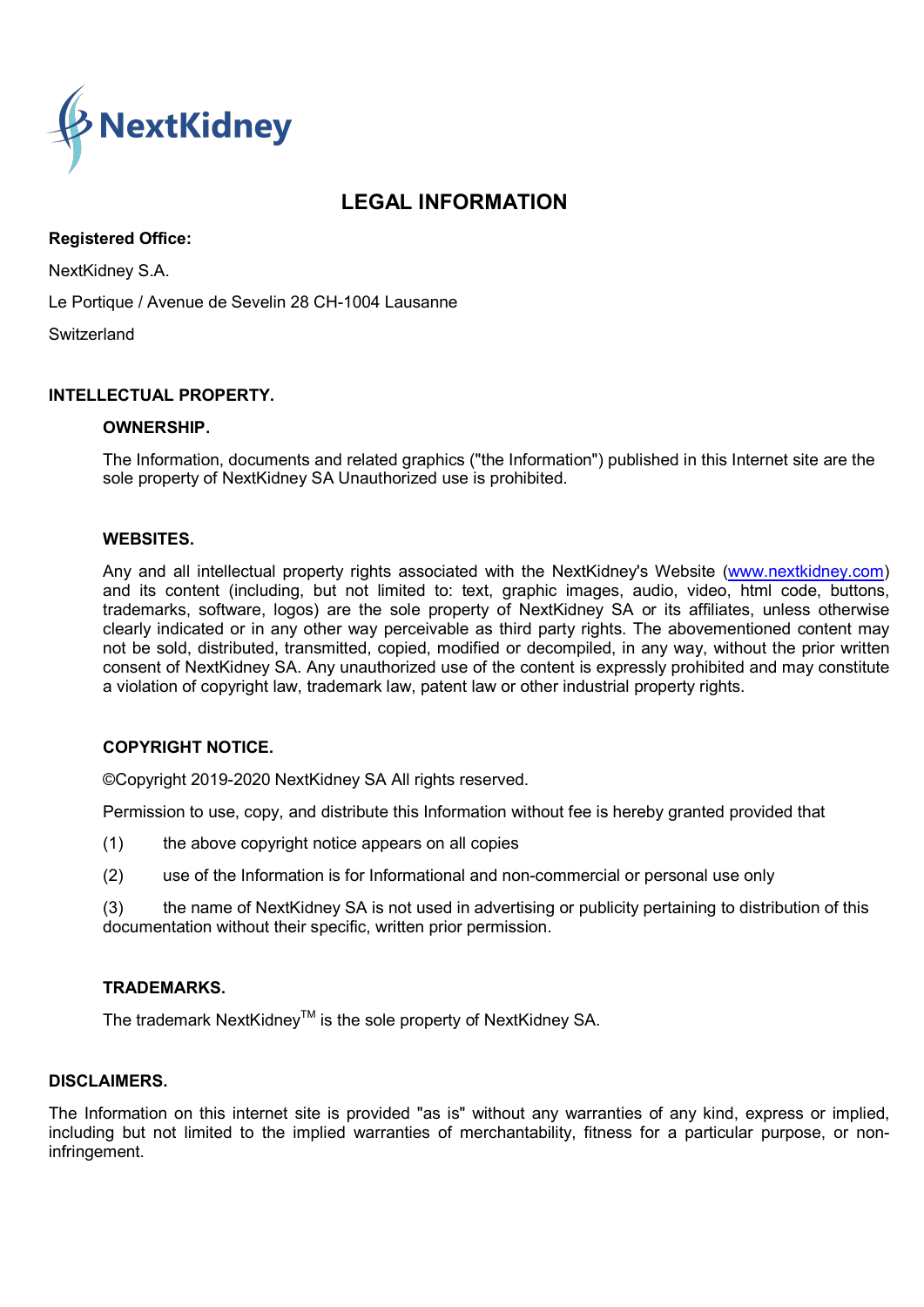NextKidney

# LEGAL INFORMATION

**Registered Office:**

NextKidney S.A.

Le Portique / Avenue de Sevelin 28 CH-1004 Lausanne

Switzerland

## INTELLECTUAL PROPERTY.

### OWNERSHIP.

The Information, documents and related graphics ("the Information") published in this Internet site are the sole property of NextKidney SA Unauthorized use is prohibited.

### WEBSITES.

Any and all intellectual property rights associated with the NextKidney's Website (www.nextkidney.com) and its content (including, but not limited to: text, graphic images, audio, video, html code, buttons, trademarks, software, logos) are the sole property of NextKidney SA or its affiliates, unless otherwise clearly indicated or in any other way perceivable as third party rights. The abovementioned content may not be sold, distributed, transmitted, copied, modified or decompiled, in any way, without the prior written consent of NextKidney SA. Any unauthorized use of the content is expressly prohibited and may constitute a violation of copyright law, trademark law, patent law or other industrial property rights.

### COPYRIGHT NOTICE.

©Copyright 2019-2020 NextKidney SA All rights reserved.

Permission to use, copy, and distribute this Information without fee is hereby granted provided that

(1) the above copyright notice appears on all copies

(2) use of the Information is for Informational and non-commercial or personal use only

(3) the name of NextKidney SA is not used in advertising or publicity pertaining to distribution of this documentation without their specific, written prior permission.

### TRADEMARKS.

The trademark NextKidney™ is the sole property of NextKidney SA.

## DISCLAIMERS.

The Information on this internet site is provided "as is" without any warranties of any kind, express or implied, including but not limited to the implied warranties of merchantability, fitness for a particular purpose, or non-infringement.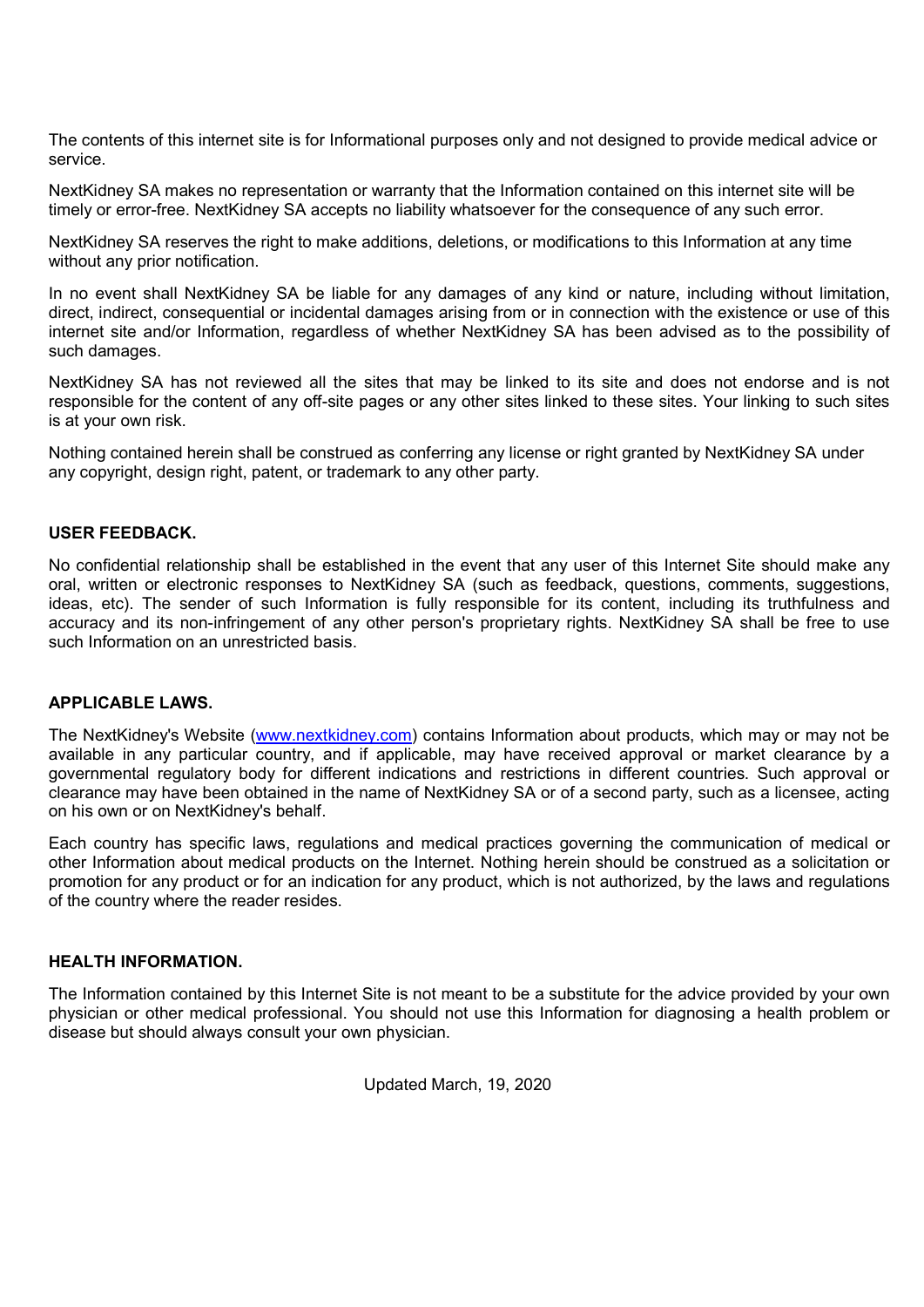The contents of this internet site is for Informational purposes only and not designed to provide medical advice or service.

NextKidney SA makes no representation or warranty that the Information contained on this internet site will be timely or error-free. NextKidney SA accepts no liability whatsoever for the consequence of any such error.

NextKidney SA reserves the right to make additions, deletions, or modifications to this Information at any time without any prior notification.

In no event shall NextKidney SA be liable for any damages of any kind or nature, including without limitation, direct, indirect, consequential or incidental damages arising from or in connection with the existence or use of this internet site and/or Information, regardless of whether NextKidney SA has been advised as to the possibility of such damages.

NextKidney SA has not reviewed all the sites that may be linked to its site and does not endorse and is not responsible for the content of any off-site pages or any other sites linked to these sites. Your linking to such sites is at your own risk.

Nothing contained herein shall be construed as conferring any license or right granted by NextKidney SA under any copyright, design right, patent, or trademark to any other party.

**USER FEEDBACK.**

No confidential relationship shall be established in the event that any user of this Internet Site should make any oral, written or electronic responses to NextKidney SA (such as feedback, questions, comments, suggestions, ideas, etc). The sender of such Information is fully responsible for its content, including its truthfulness and accuracy and its non-infringement of any other person's proprietary rights. NextKidney SA shall be free to use such Information on an unrestricted basis.

**APPLICABLE LAWS.**

The NextKidney's Website ([www.nextkidney.com](www.nextkidney.com)) contains Information about products, which may or may not be available in any particular country, and if applicable, may have received approval or market clearance by a governmental regulatory body for different indications and restrictions in different countries. Such approval or clearance may have been obtained in the name of NextKidney SA or of a second party, such as a licensee, acting on his own or on NextKidney's behalf.

Each country has specific laws, regulations and medical practices governing the communication of medical or other Information about medical products on the Internet. Nothing herein should be construed as a solicitation or promotion for any product or for an indication for any product, which is not authorized, by the laws and regulations of the country where the reader resides.

**HEALTH INFORMATION.**

The Information contained by this Internet Site is not meant to be a substitute for the advice provided by your own physician or other medical professional. You should not use this Information for diagnosing a health problem or disease but should always consult your own physician.

Updated March, 19, 2020